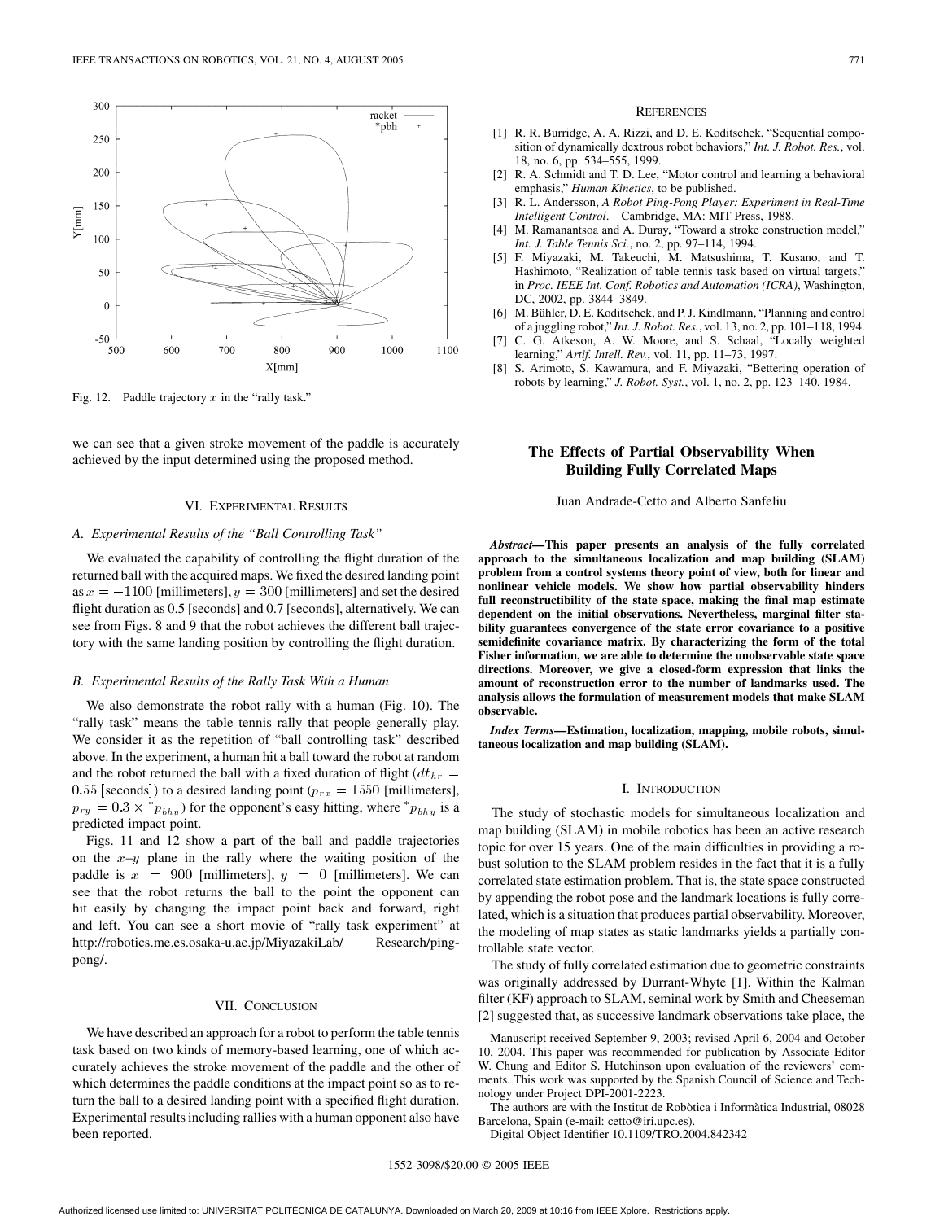300
250
200
150
100
50
0
-50
Y[mm]
500 600 700 800 900 1000 1100
X[mm]
racket
*pbh

Fig. 12. Paddle trajectory $x$ in the "rally task."

we can see that a given stroke movement of the paddle is accurately achieved by the input determined using the proposed method.

## VI. Experimental Results

### A. Experimental Results of the "Ball Controlling Task"

We evaluated the capability of controlling the flight duration of the returned ball with the acquired maps. We fixed the desired landing point as $x = -1100$ [millimeters], $y = 300$ [millimeters] and set the desired flight duration as 0.5 [seconds] and 0.7 [seconds], alternatively. We can see from Figs. 8 and 9 that the robot achieves the different ball trajectory with the same landing position by controlling the flight duration.

### B. Experimental Results of the Rally Task With a Human

We also demonstrate the robot rally with a human (Fig. 10). The "rally task" means the table tennis rally that people generally play. We consider it as the repetition of "ball controlling task" described above. In the experiment, a human hit a ball toward the robot at random and the robot returned the ball with a fixed duration of flight ($dt_{hr} = 0.55$ [seconds]) to a desired landing point ($p_{rx} = 1550$ [millimeters], $p_{ry} = 0.3 \times {}^{*}p_{bhy}$) for the opponent's easy hitting, where ${}^{*}p_{bhy}$ is a predicted impact point.

Figs. 11 and 12 show a part of the ball and paddle trajectories on the $x$–$y$ plane in the rally where the waiting position of the paddle is $x = 900$ [millimeters], $y = 0$ [millimeters]. We can see that the robot returns the ball to the point the opponent can hit easily by changing the impact point back and forward, right and left. You can see a short movie of "rally task experiment" at http://robotics.me.es.osaka-u.ac.jp/MiyazakiLab/ Research/ping-pong/.

## VII. Conclusion

We have described an approach for a robot to perform the table tennis task based on two kinds of memory-based learning, one of which accurately achieves the stroke movement of the paddle and the other of which determines the paddle conditions at the impact point so as to return the ball to a desired landing point with a specified flight duration. Experimental results including rallies with a human opponent also have been reported.

## References

[1] R. R. Burridge, A. A. Rizzi, and D. E. Koditschek, "Sequential composition of dynamically dextrous robot behaviors," *Int. J. Robot. Res.*, vol. 18, no. 6, pp. 534–555, 1999.

[2] R. A. Schmidt and T. D. Lee, "Motor control and learning a behavioral emphasis," *Human Kinetics*, to be published.

[3] R. L. Andersson, *A Robot Ping-Pong Player: Experiment in Real-Time Intelligent Control*. Cambridge, MA: MIT Press, 1988.

[4] M. Ramanantsoa and A. Duray, "Toward a stroke construction model," *Int. J. Table Tennis Sci.*, no. 2, pp. 97–114, 1994.

[5] F. Miyazaki, M. Takeuchi, M. Matsushima, T. Kusano, and T. Hashimoto, "Realization of table tennis task based on virtual targets," in *Proc. IEEE Int. Conf. Robotics and Automation (ICRA)*, Washington, DC, 2002, pp. 3844–3849.

[6] M. Bühler, D. E. Koditschek, and P. J. Kindlmann, "Planning and control of a juggling robot," *Int. J. Robot. Res.*, vol. 13, no. 2, pp. 101–118, 1994.

[7] C. G. Atkeson, A. W. Moore, and S. Schaal, "Locally weighted learning," *Artif. Intell. Rev.*, vol. 11, pp. 11–73, 1997.

[8] S. Arimoto, S. Kawamura, and F. Miyazaki, "Bettering operation of robots by learning," *J. Robot. Syst.*, vol. 1, no. 2, pp. 123–140, 1984.

# The Effects of Partial Observability When Building Fully Correlated Maps

Juan Andrade-Cetto and Alberto Sanfeliu

***Abstract*—This paper presents an analysis of the fully correlated approach to the simultaneous localization and map building (SLAM) problem from a control systems theory point of view, both for linear and nonlinear vehicle models. We show how partial observability hinders full reconstructibility of the state space, making the final map estimate dependent on the initial observations. Nevertheless, marginal filter stability guarantees convergence of the state error covariance to a positive semidefinite covariance matrix. By characterizing the form of the total Fisher information, we are able to determine the unobservable state space directions. Moreover, we give a closed-form expression that links the amount of reconstruction error to the number of landmarks used. The analysis allows the formulation of measurement models that make SLAM observable.**

***Index Terms*—Estimation, localization, mapping, mobile robots, simultaneous localization and map building (SLAM).**

## I. Introduction

The study of stochastic models for simultaneous localization and map building (SLAM) in mobile robotics has been an active research topic for over 15 years. One of the main difficulties in providing a robust solution to the SLAM problem resides in the fact that it is a fully correlated state estimation problem. That is, the state space constructed by appending the robot pose and the landmark locations is fully correlated, which is a situation that produces partial observability. Moreover, the modeling of map states as static landmarks yields a partially controllable state vector.

The study of fully correlated estimation due to geometric constraints was originally addressed by Durrant-Whyte [1]. Within the Kalman filter (KF) approach to SLAM, seminal work by Smith and Cheeseman [2] suggested that, as successive landmark observations take place, the

Manuscript received September 9, 2003; revised April 6, 2004 and October 10, 2004. This paper was recommended for publication by Associate Editor W. Chung and Editor S. Hutchinson upon evaluation of the reviewers' comments. This work was supported by the Spanish Council of Science and Technology under Project DPI-2001-2223.

The authors are with the Institut de Robòtica i Informàtica Industrial, 08028 Barcelona, Spain (e-mail: cetto@iri.upc.es).

Digital Object Identifier 10.1109/TRO.2004.842342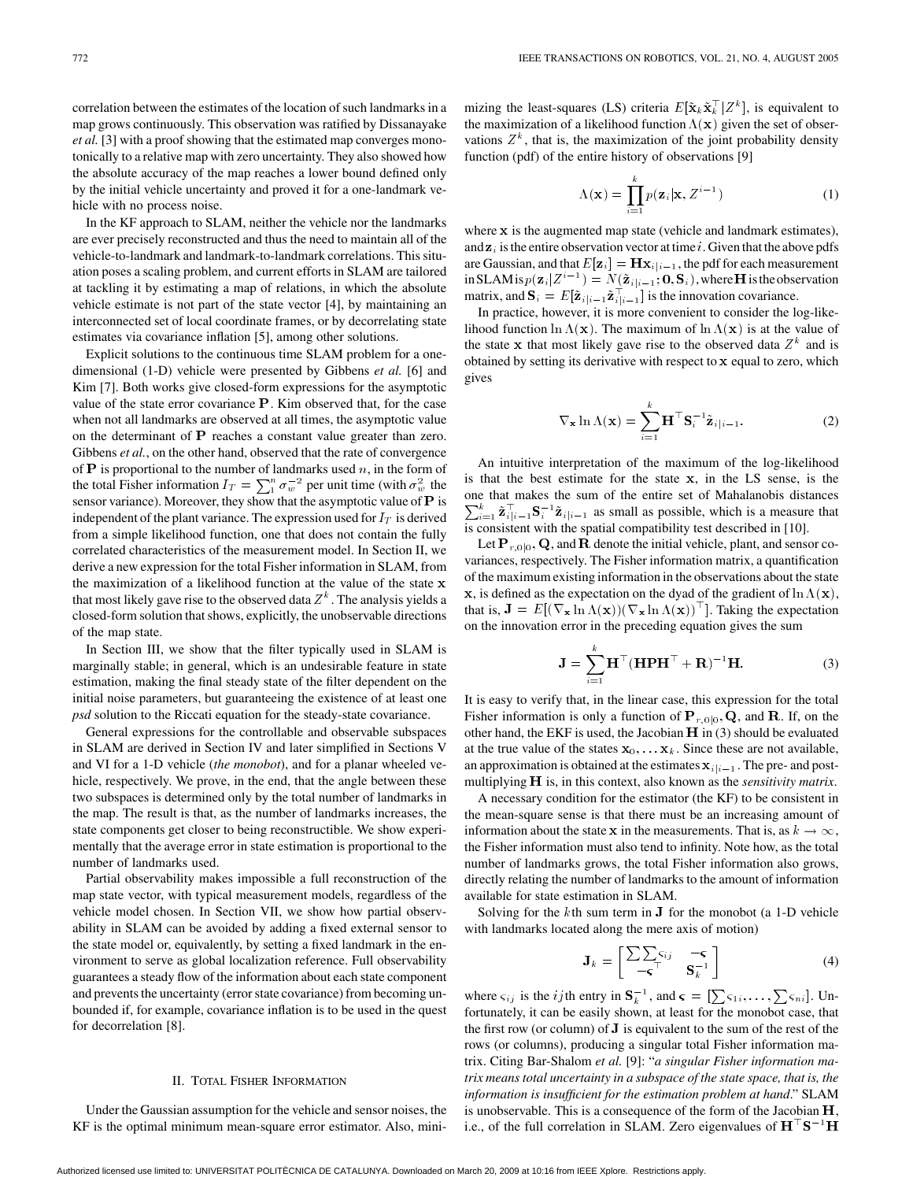correlation between the estimates of the location of such landmarks in a map grows continuously. This observation was ratified by Dissanayake *et al.* [3] with a proof showing that the estimated map converges monotonically to a relative map with zero uncertainty. They also showed how the absolute accuracy of the map reaches a lower bound defined only by the initial vehicle uncertainty and proved it for a one-landmark vehicle with no process noise.

In the KF approach to SLAM, neither the vehicle nor the landmarks are ever precisely reconstructed and thus the need to maintain all of the vehicle-to-landmark and landmark-to-landmark correlations. This situation poses a scaling problem, and current efforts in SLAM are tailored at tackling it by estimating a map of relations, in which the absolute vehicle estimate is not part of the state vector [4], by maintaining an interconnected set of local coordinate frames, or by decorrelating state estimates via covariance inflation [5], among other solutions.

Explicit solutions to the continuous time SLAM problem for a one-dimensional (1-D) vehicle were presented by Gibbens *et al.* [6] and Kim [7]. Both works give closed-form expressions for the asymptotic value of the state error covariance $\mathbf{P}$. Kim observed that, for the case when not all landmarks are observed at all times, the asymptotic value on the determinant of $\mathbf{P}$ reaches a constant value greater than zero. Gibbens *et al.*, on the other hand, observed that the rate of convergence of $\mathbf{P}$ is proportional to the number of landmarks used $n$, in the form of the total Fisher information $I_T = \sum_1^n \sigma_w^{-2}$ per unit time (with $\sigma_w^2$ the sensor variance). Moreover, they show that the asymptotic value of $\mathbf{P}$ is independent of the plant variance. The expression used for $I_T$ is derived from a simple likelihood function, one that does not contain the fully correlated characteristics of the measurement model. In Section II, we derive a new expression for the total Fisher information in SLAM, from the maximization of a likelihood function at the value of the state $\mathbf{x}$ that most likely gave rise to the observed data $Z^k$. The analysis yields a closed-form solution that shows, explicitly, the unobservable directions of the map state.

In Section III, we show that the filter typically used in SLAM is marginally stable; in general, which is an undesirable feature in state estimation, making the final steady state of the filter dependent on the initial noise parameters, but guaranteeing the existence of at least one *psd* solution to the Riccati equation for the steady-state covariance.

General expressions for the controllable and observable subspaces in SLAM are derived in Section IV and later simplified in Sections V and VI for a 1-D vehicle (*the monobot*), and for a planar wheeled vehicle, respectively. We prove, in the end, that the angle between these two subspaces is determined only by the total number of landmarks in the map. The result is that, as the number of landmarks increases, the state components get closer to being reconstructible. We show experimentally that the average error in state estimation is proportional to the number of landmarks used.

Partial observability makes impossible a full reconstruction of the map state vector, with typical measurement models, regardless of the vehicle model chosen. In Section VII, we show how partial observability in SLAM can be avoided by adding a fixed external sensor to the state model or, equivalently, by setting a fixed landmark in the environment to serve as global localization reference. Full observability guarantees a steady flow of the information about each state component and prevents the uncertainty (error state covariance) from becoming unbounded if, for example, covariance inflation is to be used in the quest for decorrelation [8].

## II. Total Fisher Information

Under the Gaussian assumption for the vehicle and sensor noises, the KF is the optimal minimum mean-square error estimator. Also, minimizing the least-squares (LS) criteria $E[\tilde{\mathbf{x}}_k \tilde{\mathbf{x}}_k^\top | Z^k]$, is equivalent to the maximization of a likelihood function $\Lambda(\mathbf{x})$ given the set of observations $Z^k$, that is, the maximization of the joint probability density function (pdf) of the entire history of observations [9]

$$\Lambda(\mathbf{x}) = \prod_{i=1}^{k} p(\mathbf{z}_i | \mathbf{x}, Z^{i-1}) \tag{1}$$

where $\mathbf{x}$ is the augmented map state (vehicle and landmark estimates), and $\mathbf{z}_i$ is the entire observation vector at time $i$. Given that the above pdfs are Gaussian, and that $E[\mathbf{z}_i] = \mathbf{H}\mathbf{x}_{i|i-1}$, the pdf for each measurement in SLAM is $p(\mathbf{z}_i | Z^{i-1}) = N(\tilde{\mathbf{z}}_{i|i-1}; \mathbf{0}, \mathbf{S}_i)$, where $\mathbf{H}$ is the observation matrix, and $\mathbf{S}_i = E[\tilde{\mathbf{z}}_{i|i-1}\tilde{\mathbf{z}}_{i|i-1}^\top]$ is the innovation covariance.

In practice, however, it is more convenient to consider the log-likelihood function $\ln \Lambda(\mathbf{x})$. The maximum of $\ln \Lambda(\mathbf{x})$ is at the value of the state $\mathbf{x}$ that most likely gave rise to the observed data $Z^k$ and is obtained by setting its derivative with respect to $\mathbf{x}$ equal to zero, which gives

$$\nabla_{\mathbf{x}} \ln \Lambda(\mathbf{x}) = \sum_{i=1}^{k} \mathbf{H}^\top \mathbf{S}_i^{-1} \tilde{\mathbf{z}}_{i|i-1}. \tag{2}$$

An intuitive interpretation of the maximum of the log-likelihood is that the best estimate for the state $\mathbf{x}$, in the LS sense, is the one that makes the sum of the entire set of Mahalanobis distances $\sum_{i=1}^{k} \tilde{\mathbf{z}}_{i|i-1}^\top \mathbf{S}_i^{-1} \tilde{\mathbf{z}}_{i|i-1}$ as small as possible, which is a measure that is consistent with the spatial compatibility test described in [10].

Let $\mathbf{P}_{r,0|0}$, $\mathbf{Q}$, and $\mathbf{R}$ denote the initial vehicle, plant, and sensor covariances, respectively. The Fisher information matrix, a quantification of the maximum existing information in the observations about the state $\mathbf{x}$, is defined as the expectation on the dyad of the gradient of $\ln \Lambda(\mathbf{x})$, that is, $\mathbf{J} = E[(\nabla_{\mathbf{x}} \ln \Lambda(\mathbf{x}))(\nabla_{\mathbf{x}} \ln \Lambda(\mathbf{x}))^\top]$. Taking the expectation on the innovation error in the preceding equation gives the sum

$$\mathbf{J} = \sum_{i=1}^{k} \mathbf{H}^\top (\mathbf{H}\mathbf{P}\mathbf{H}^\top + \mathbf{R})^{-1} \mathbf{H}. \tag{3}$$

It is easy to verify that, in the linear case, this expression for the total Fisher information is only a function of $\mathbf{P}_{r,0|0}$, $\mathbf{Q}$, and $\mathbf{R}$. If, on the other hand, the EKF is used, the Jacobian $\mathbf{H}$ in (3) should be evaluated at the true value of the states $\mathbf{x}_0, \ldots \mathbf{x}_k$. Since these are not available, an approximation is obtained at the estimates $\mathbf{x}_{i|i-1}$. The pre- and post-multiplying $\mathbf{H}$ is, in this context, also known as the *sensitivity matrix*.

A necessary condition for the estimator (the KF) to be consistent in the mean-square sense is that there must be an increasing amount of information about the state $\mathbf{x}$ in the measurements. That is, as $k \to \infty$, the Fisher information must also tend to infinity. Note how, as the total number of landmarks grows, the total Fisher information also grows, directly relating the number of landmarks to the amount of information available for state estimation in SLAM.

Solving for the $k$th sum term in $\mathbf{J}$ for the monobot (a 1-D vehicle with landmarks located along the mere axis of motion)

$$\mathbf{J}_k = \begin{bmatrix} \sum\sum \varsigma_{ij} & -\boldsymbol{\varsigma} \\ -\boldsymbol{\varsigma}^\top & \mathbf{S}_k^{-1} \end{bmatrix} \tag{4}$$

where $\varsigma_{ij}$ is the $ij$th entry in $\mathbf{S}_k^{-1}$, and $\boldsymbol{\varsigma} = [\sum \varsigma_{1i}, \ldots, \sum \varsigma_{ni}]$. Unfortunately, it can be easily shown, at least for the monobot case, that the first row (or column) of $\mathbf{J}$ is equivalent to the sum of the rest of the rows (or columns), producing a singular total Fisher information matrix. Citing Bar-Shalom *et al.* [9]: "*a singular Fisher information matrix means total uncertainty in a subspace of the state space, that is, the information is insufficient for the estimation problem at hand*." SLAM is unobservable. This is a consequence of the form of the Jacobian $\mathbf{H}$, i.e., of the full correlation in SLAM. Zero eigenvalues of $\mathbf{H}^\top \mathbf{S}^{-1} \mathbf{H}$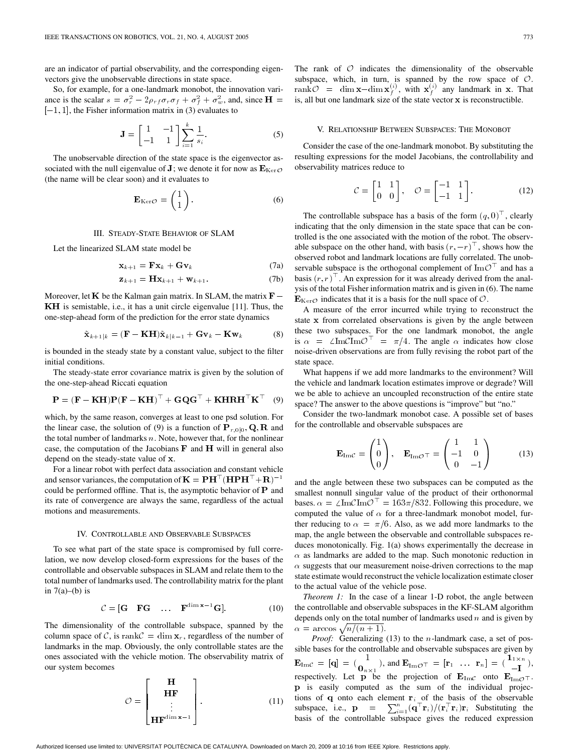are an indicator of partial observability, and the corresponding eigenvectors give the unobservable directions in state space.

So, for example, for a one-landmark monobot, the innovation variance is the scalar $s = \sigma_r^2 - 2\rho_{rf}\sigma_r\sigma_f + \sigma_f^2 + \sigma_w^2$, and, since $\mathbf{H} = [-1, 1]$, the Fisher information matrix in (3) evaluates to

$$\mathbf{J} = \begin{bmatrix} 1 & -1 \\ -1 & 1 \end{bmatrix} \sum_{i=1}^{k} \frac{1}{s_i}. \tag{5}$$

The unobservable direction of the state space is the eigenvector associated with the null eigenvalue of $\mathbf{J}$; we denote it for now as $\mathbf{E}_{\mathrm{Ker}\mathcal{O}}$ (the name will be clear soon) and it evaluates to

$$\mathbf{E}_{\mathrm{Ker}\mathcal{O}} = \begin{pmatrix} 1 \\ 1 \end{pmatrix}. \tag{6}$$

## III. Steady-State Behavior of SLAM

Let the linearized SLAM state model be

$$\mathbf{x}_{k+1} = \mathbf{F}\mathbf{x}_k + \mathbf{G}\mathbf{v}_k \tag{7a}$$

$$\mathbf{z}_{k+1} = \mathbf{H}\mathbf{x}_{k+1} + \mathbf{w}_{k+1}. \tag{7b}$$

Moreover, let $\mathbf{K}$ be the Kalman gain matrix. In SLAM, the matrix $\mathbf{F} - \mathbf{KH}$ is semistable, i.e., it has a unit circle eigenvalue [11]. Thus, the one-step-ahead form of the prediction for the error state dynamics

$$\tilde{\mathbf{x}}_{k+1|k} = (\mathbf{F} - \mathbf{KH})\tilde{\mathbf{x}}_{k|k-1} + \mathbf{G}\mathbf{v}_k - \mathbf{K}\mathbf{w}_k \tag{8}$$

is bounded in the steady state by a constant value, subject to the filter initial conditions.

The steady-state error covariance matrix is given by the solution of the one-step-ahead Riccati equation

$$\mathbf{P} = (\mathbf{F} - \mathbf{KH})\mathbf{P}(\mathbf{F} - \mathbf{KH})^\top + \mathbf{GQG}^\top + \mathbf{KHRH}^\top\mathbf{K}^\top \tag{9}$$

which, by the same reason, converges at least to one psd solution. For the linear case, the solution of (9) is a function of $\mathbf{P}_{r,0|0}, \mathbf{Q}, \mathbf{R}$ and the total number of landmarks $n$. Note, however that, for the nonlinear case, the computation of the Jacobians $\mathbf{F}$ and $\mathbf{H}$ will in general also depend on the steady-state value of $\mathbf{x}$.

For a linear robot with perfect data association and constant vehicle and sensor variances, the computation of $\mathbf{K} = \mathbf{PH}^\top(\mathbf{HPH}^\top + \mathbf{R})^{-1}$ could be performed offline. That is, the asymptotic behavior of $\mathbf{P}$ and its rate of convergence are always the same, regardless of the actual motions and measurements.

## IV. Controllable and Observable Subspaces

To see what part of the state space is compromised by full correlation, we now develop closed-form expressions for the bases of the controllable and observable subspaces in SLAM and relate them to the total number of landmarks used. The controllability matrix for the plant in 7(a)–(b) is

$$\mathcal{C} = [\mathbf{G} \quad \mathbf{FG} \quad \ldots \quad \mathbf{F}^{\dim \mathbf{x}-1}\mathbf{G}]. \tag{10}$$

The dimensionality of the controllable subspace, spanned by the column space of $\mathcal{C}$, is $\mathrm{rank}\mathcal{C} = \dim \mathbf{x}_r$, regardless of the number of landmarks in the map. Obviously, the only controllable states are the ones associated with the vehicle motion. The observability matrix of our system becomes

$$\mathcal{O} = \begin{bmatrix} \mathbf{H} \\ \mathbf{HF} \\ \vdots \\ \mathbf{HF}^{\dim \mathbf{x}-1} \end{bmatrix}. \tag{11}$$

The rank of $\mathcal{O}$ indicates the dimensionality of the observable subspace, which, in turn, is spanned by the row space of $\mathcal{O}$. $\mathrm{rank}\mathcal{O} = \dim \mathbf{x} - \dim \mathbf{x}_f^{(i)}$, with $\mathbf{x}_f^{(i)}$ any landmark in $\mathbf{x}$. That is, all but one landmark size of the state vector $\mathbf{x}$ is reconstructible.

## V. Relationship Between Subspaces: The Monobot

Consider the case of the one-landmark monobot. By substituting the resulting expressions for the model Jacobians, the controllability and observability matrices reduce to

$$\mathcal{C} = \begin{bmatrix} 1 & 1 \\ 0 & 0 \end{bmatrix}, \quad \mathcal{O} = \begin{bmatrix} -1 & 1 \\ -1 & 1 \end{bmatrix}. \tag{12}$$

The controllable subspace has a basis of the form $(q, 0)^\top$, clearly indicating that the only dimension in the state space that can be controlled is the one associated with the motion of the robot. The observable subspace on the other hand, with basis $(r, -r)^\top$, shows how the observed robot and landmark locations are fully correlated. The unobservable subspace is the orthogonal complement of $\mathrm{Im}\mathcal{O}^\top$ and has a basis $(r, r)^\top$. An expression for it was already derived from the analysis of the total Fisher information matrix and is given in (6). The name $\mathbf{E}_{\mathrm{Ker}\mathcal{O}}$ indicates that it is a basis for the null space of $\mathcal{O}$.

A measure of the error incurred while trying to reconstruct the state $\mathbf{x}$ from correlated observations is given by the angle between these two subspaces. For the one landmark monobot, the angle is $\alpha = \angle \mathrm{Im}\mathcal{C}\mathrm{Im}\mathcal{O}^\top = \pi/4$. The angle $\alpha$ indicates how close noise-driven observations are from fully revising the robot part of the state space.

What happens if we add more landmarks to the environment? Will the vehicle and landmark location estimates improve or degrade? Will we be able to achieve an uncoupled reconstruction of the entire state space? The answer to the above questions is "improve" but "no."

Consider the two-landmark monobot case. A possible set of bases for the controllable and observable subspaces are

$$\mathbf{E}_{\mathrm{Im}\mathcal{C}} = \begin{pmatrix} 1 \\ 0 \\ 0 \end{pmatrix}, \quad \mathbf{E}_{\mathrm{Im}\mathcal{O}^\top} = \begin{pmatrix} 1 & 1 \\ -1 & 0 \\ 0 & -1 \end{pmatrix} \tag{13}$$

and the angle between these two subspaces can be computed as the smallest nonnull singular value of the product of their orthonormal bases. $\alpha = \angle \mathrm{Im}\mathcal{C}\mathrm{Im}\mathcal{O}^\top = 163\pi/832$. Following this procedure, we computed the value of $\alpha$ for a three-landmark monobot model, further reducing to $\alpha = \pi/6$. Also, as we add more landmarks to the map, the angle between the observable and controllable subspaces reduces monotonically. Fig. 1(a) shows experimentally the decrease in $\alpha$ as landmarks are added to the map. Such monotonic reduction in $\alpha$ suggests that our measurement noise-driven corrections to the map state estimate would reconstruct the vehicle localization estimate closer to the actual value of the vehicle pose.

*Theorem 1:* In the case of a linear 1-D robot, the angle between the controllable and observable subspaces in the KF-SLAM algorithm depends only on the total number of landmarks used $n$ and is given by $\alpha = \arccos\sqrt{n/(n+1)}$.

*Proof:* Generalizing (13) to the $n$-landmark case, a set of possible bases for the controllable and observable subspaces are given by $\mathbf{E}_{\mathrm{Im}\mathcal{C}} = [\mathbf{q}] = \begin{pmatrix} 1 \\ \mathbf{0}_{n\times 1} \end{pmatrix}$, and $\mathbf{E}_{\mathrm{Im}\mathcal{O}^\top} = [\mathbf{r}_1 \ \ldots \ \mathbf{r}_n] = \begin{pmatrix} \mathbf{1}_{1\times n} \\ -\mathbf{I} \end{pmatrix}$, respectively. Let $\mathbf{p}$ be the projection of $\mathbf{E}_{\mathrm{Im}\mathcal{C}}$ onto $\mathbf{E}_{\mathrm{Im}\mathcal{O}^\top}$. $\mathbf{p}$ is easily computed as the sum of the individual projections of $\mathbf{q}$ onto each element $\mathbf{r}_i$ of the basis of the observable subspace, i.e., $\mathbf{p} = \sum_{i=1}^{n}(\mathbf{q}^\top\mathbf{r}_i)/(\mathbf{r}_i^\top\mathbf{r}_i)\mathbf{r}_i$ Substituting the basis of the controllable subspace gives the reduced expression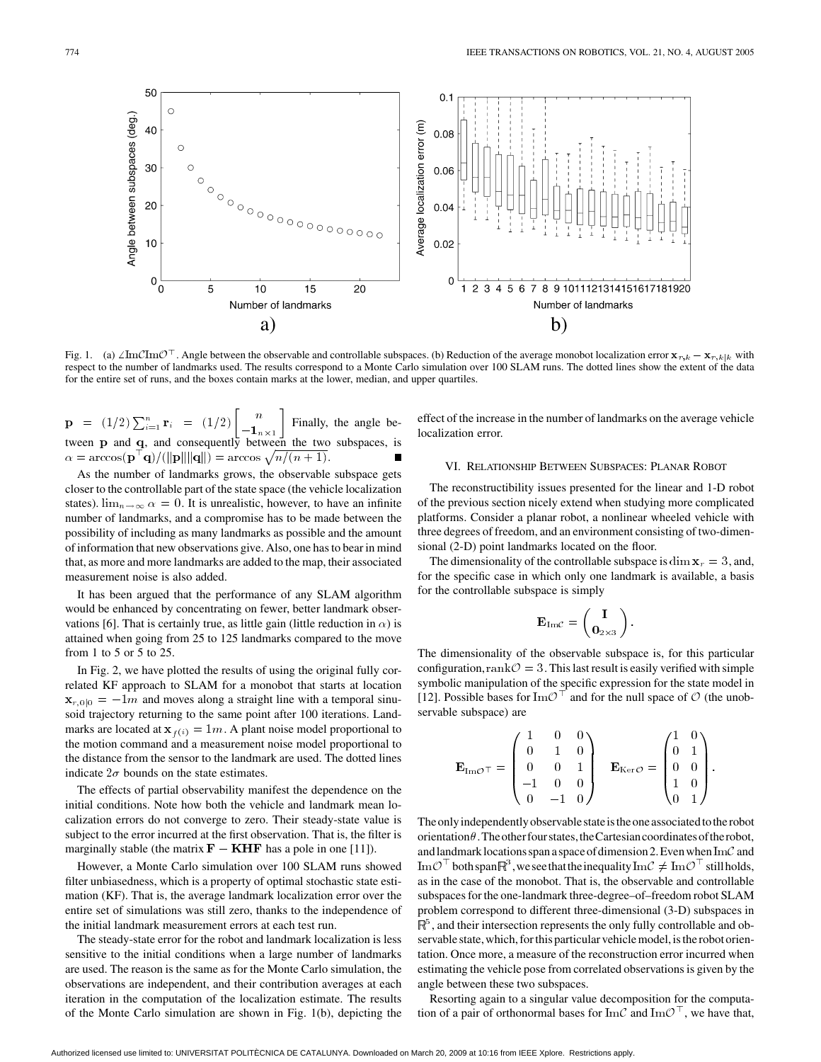Fig. 1. (a) $\angle \mathrm{Im}\mathcal{C}\mathrm{Im}\mathcal{O}^\top$. Angle between the observable and controllable subspaces. (b) Reduction of the average monobot localization error $\mathbf{x}_{r,k} - \mathbf{x}_{r,k|k}$ with respect to the number of landmarks used. The results correspond to a Monte Carlo simulation over 100 SLAM runs. The dotted lines show the extent of the data for the entire set of runs, and the boxes contain marks at the lower, median, and upper quartiles.

$\mathbf{p} = (1/2)\sum_{i=1}^{n} \mathbf{r}_i = (1/2)\begin{bmatrix} n \\ -\mathbf{1}_{n\times 1} \end{bmatrix}$ Finally, the angle between $\mathbf{p}$ and $\mathbf{q}$, and consequently between the two subspaces, is $\alpha = \arccos(\mathbf{p}^\top \mathbf{q})/(\|\mathbf{p}\|\|\mathbf{q}\|) = \arccos\sqrt{n/(n+1)}$. ■

As the number of landmarks grows, the observable subspace gets closer to the controllable part of the state space (the vehicle localization states). $\lim_{n\to\infty} \alpha = 0$. It is unrealistic, however, to have an infinite number of landmarks, and a compromise has to be made between the possibility of including as many landmarks as possible and the amount of information that new observations give. Also, one has to bear in mind that, as more and more landmarks are added to the map, their associated measurement noise is also added.

It has been argued that the performance of any SLAM algorithm would be enhanced by concentrating on fewer, better landmark observations [6]. That is certainly true, as little gain (little reduction in $\alpha$) is attained when going from 25 to 125 landmarks compared to the move from 1 to 5 or 5 to 25.

In Fig. 2, we have plotted the results of using the original fully correlated KF approach to SLAM for a monobot that starts at location $\mathbf{x}_{r,0|0} = -1m$ and moves along a straight line with a temporal sinusoid trajectory returning to the same point after 100 iterations. Landmarks are located at $\mathbf{x}_{f(i)} = 1m$. A plant noise model proportional to the motion command and a measurement noise model proportional to the distance from the sensor to the landmark are used. The dotted lines indicate $2\sigma$ bounds on the state estimates.

The effects of partial observability manifest the dependence on the initial conditions. Note how both the vehicle and landmark mean localization errors do not converge to zero. Their steady-state value is subject to the error incurred at the first observation. That is, the filter is marginally stable (the matrix $\mathbf{F} - \mathbf{KHF}$ has a pole in one [11]).

However, a Monte Carlo simulation over 100 SLAM runs showed filter unbiasedness, which is a property of optimal stochastic state estimation (KF). That is, the average landmark localization error over the entire set of simulations was still zero, thanks to the independence of the initial landmark measurement errors at each test run.

The steady-state error for the robot and landmark localization is less sensitive to the initial conditions when a large number of landmarks are used. The reason is the same as for the Monte Carlo simulation, the observations are independent, and their contribution averages at each iteration in the computation of the localization estimate. The results of the Monte Carlo simulation are shown in Fig. 1(b), depicting the effect of the increase in the number of landmarks on the average vehicle localization error.

## VI. Relationship Between Subspaces: Planar Robot

The reconstructibility issues presented for the linear and 1-D robot of the previous section nicely extend when studying more complicated platforms. Consider a planar robot, a nonlinear wheeled vehicle with three degrees of freedom, and an environment consisting of two-dimensional (2-D) point landmarks located on the floor.

The dimensionality of the controllable subspace is $\dim \mathbf{x}_r = 3$, and, for the specific case in which only one landmark is available, a basis for the controllable subspace is simply

$$\mathbf{E}_{\mathrm{Im}\mathcal{C}} = \begin{pmatrix} \mathbf{I} \\ \mathbf{0}_{2\times 3} \end{pmatrix}.$$

The dimensionality of the observable subspace is, for this particular configuration, $\mathrm{rank}\mathcal{O} = 3$. This last result is easily verified with simple symbolic manipulation of the specific expression for the state model in [12]. Possible bases for $\mathrm{Im}\mathcal{O}^\top$ and for the null space of $\mathcal{O}$ (the unobservable subspace) are

$$\mathbf{E}_{\mathrm{Im}\mathcal{O}^\top} = \begin{pmatrix} 1 & 0 & 0 \\ 0 & 1 & 0 \\ 0 & 0 & 1 \\ -1 & 0 & 0 \\ 0 & -1 & 0 \end{pmatrix} \quad \mathbf{E}_{\mathrm{Ker}\mathcal{O}} = \begin{pmatrix} 1 & 0 \\ 0 & 1 \\ 0 & 0 \\ 1 & 0 \\ 0 & 1 \end{pmatrix}.$$

The only independently observable state is the one associated to the robot orientation $\theta$. The other four states, the Cartesian coordinates of the robot, and landmark locations span a space of dimension 2. Even when $\mathrm{Im}\mathcal{C}$ and $\mathrm{Im}\mathcal{O}^\top$ both span $\mathbb{R}^3$, we see that the inequality $\mathrm{Im}\mathcal{C} \neq \mathrm{Im}\mathcal{O}^\top$ still holds, as in the case of the monobot. That is, the observable and controllable subspaces for the one-landmark three-degree–of–freedom robot SLAM problem correspond to different three-dimensional (3-D) subspaces in $\mathbb{R}^5$, and their intersection represents the only fully controllable and observable state, which, for this particular vehicle model, is the robot orientation. Once more, a measure of the reconstruction error incurred when estimating the vehicle pose from correlated observations is given by the angle between these two subspaces.

Resorting again to a singular value decomposition for the computation of a pair of orthonormal bases for $\mathrm{Im}\mathcal{C}$ and $\mathrm{Im}\mathcal{O}^\top$, we have that,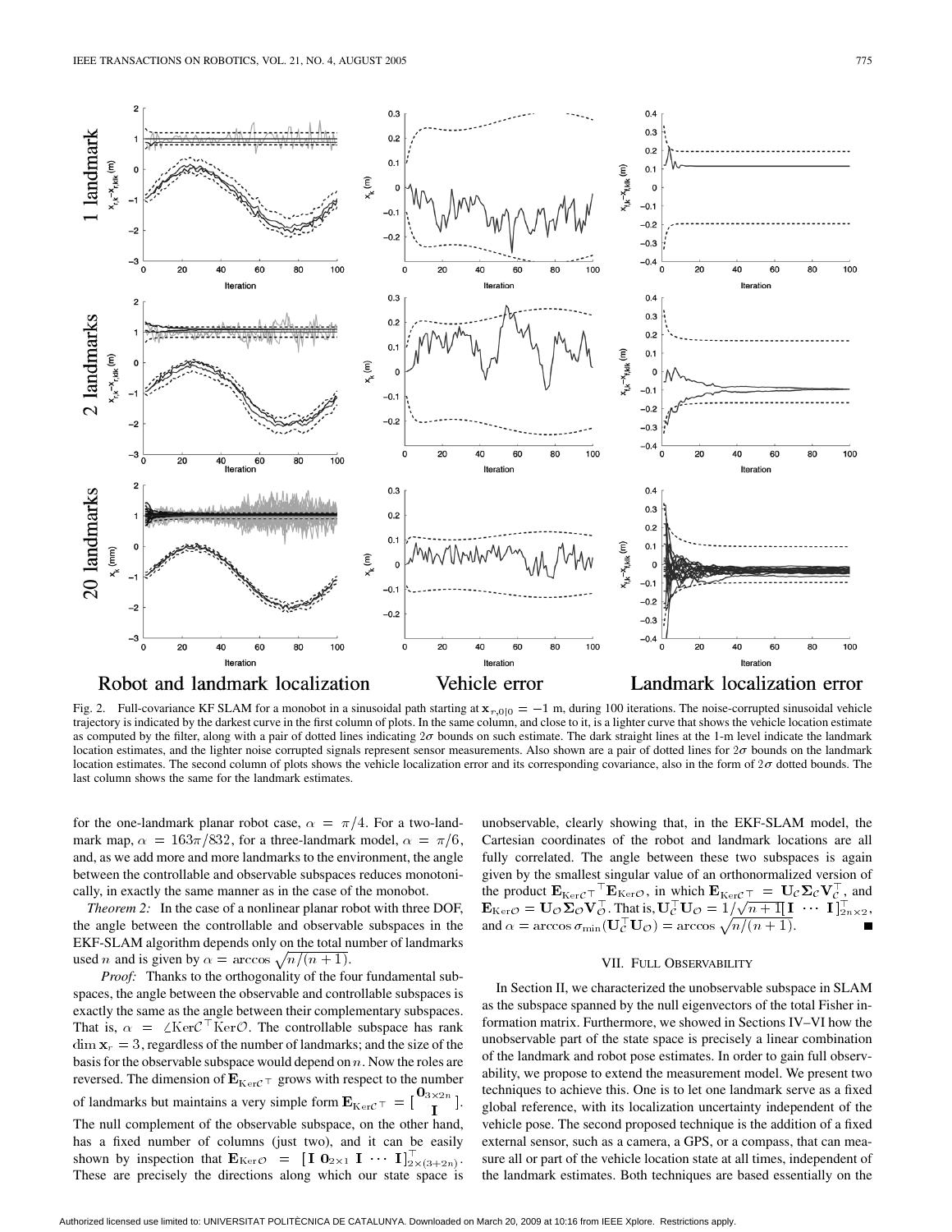Fig. 2. Full-covariance KF SLAM for a monobot in a sinusoidal path starting at $\mathbf{x}_{r,0|0} = -1$ m, during 100 iterations. The noise-corrupted sinusoidal vehicle trajectory is indicated by the darkest curve in the first column of plots. In the same column, and close to it, is a lighter curve that shows the vehicle location estimate as computed by the filter, along with a pair of dotted lines indicating $2\sigma$ bounds on such estimate. The dark straight lines at the 1-m level indicate the landmark location estimates, and the lighter noise corrupted signals represent sensor measurements. Also shown are a pair of dotted lines for $2\sigma$ bounds on the landmark location estimates. The second column of plots shows the vehicle localization error and its corresponding covariance, also in the form of $2\sigma$ dotted bounds. The last column shows the same for the landmark estimates.

for the one-landmark planar robot case, $\alpha = \pi/4$. For a two-landmark map, $\alpha = 163\pi/832$, for a three-landmark model, $\alpha = \pi/6$, and, as we add more and more landmarks to the environment, the angle between the controllable and observable subspaces reduces monotonically, in exactly the same manner as in the case of the monobot.

*Theorem 2:* In the case of a nonlinear planar robot with three DOF, the angle between the controllable and observable subspaces in the EKF-SLAM algorithm depends only on the total number of landmarks used $n$ and is given by $\alpha = \arccos\sqrt{n/(n+1)}$.

*Proof:* Thanks to the orthogonality of the four fundamental subspaces, the angle between the observable and controllable subspaces is exactly the same as the angle between their complementary subspaces. That is, $\alpha = \angle \mathrm{Ker}\mathcal{C}^\top \mathrm{Ker}\mathcal{O}$. The controllable subspace has rank $\dim \mathbf{x}_r = 3$, regardless of the number of landmarks; and the size of the basis for the observable subspace would depend on $n$. Now the roles are reversed. The dimension of $\mathbf{E}_{\mathrm{Ker}\mathcal{C}^\top}$ grows with respect to the number of landmarks but maintains a very simple form $\mathbf{E}_{\mathrm{Ker}\mathcal{C}^\top} = \begin{bmatrix} \mathbf{0}_{3\times 2n} \\ \mathbf{I} \end{bmatrix}$. The null complement of the observable subspace, on the other hand, has a fixed number of columns (just two), and it can be easily shown by inspection that $\mathbf{E}_{\mathrm{Ker}\mathcal{O}} = [\mathbf{I}\ \mathbf{0}_{2\times 1}\ \mathbf{I} \cdots \mathbf{I}]^\top_{2\times(3+2n)}$. These are precisely the directions along which our state space is unobservable, clearly showing that, in the EKF-SLAM model, the Cartesian coordinates of the robot and landmark locations are all fully correlated. The angle between these two subspaces is again given by the smallest singular value of an orthonormalized version of the product $\mathbf{E}_{\mathrm{Ker}\mathcal{C}^\top}{}^\top \mathbf{E}_{\mathrm{Ker}\mathcal{O}}$, in which $\mathbf{E}_{\mathrm{Ker}\mathcal{C}^\top} = \mathbf{U}_\mathcal{C}\boldsymbol{\Sigma}_\mathcal{C}\mathbf{V}_\mathcal{C}^\top$, and $\mathbf{E}_{\mathrm{Ker}\mathcal{O}} = \mathbf{U}_\mathcal{O}\boldsymbol{\Sigma}_\mathcal{O}\mathbf{V}_\mathcal{O}^\top$. That is, $\mathbf{U}_\mathcal{C}^\top\mathbf{U}_\mathcal{O} = 1/\sqrt{n+1}[\mathbf{I} \cdots \mathbf{I}]^\top_{2n\times 2}$, and $\alpha = \arccos\sigma_{\min}(\mathbf{U}_\mathcal{C}^\top\mathbf{U}_\mathcal{O}) = \arccos\sqrt{n/(n+1)}$. ■

## VII. Full Observability

In Section II, we characterized the unobservable subspace in SLAM as the subspace spanned by the null eigenvectors of the total Fisher information matrix. Furthermore, we showed in Sections IV–VI how the unobservable part of the state space is precisely a linear combination of the landmark and robot pose estimates. In order to gain full observability, we propose to extend the measurement model. We present two techniques to achieve this. One is to let one landmark serve as a fixed global reference, with its localization uncertainty independent of the vehicle pose. The second proposed technique is the addition of a fixed external sensor, such as a camera, a GPS, or a compass, that can measure all or part of the vehicle location state at all times, independent of the landmark estimates. Both techniques are based essentially on the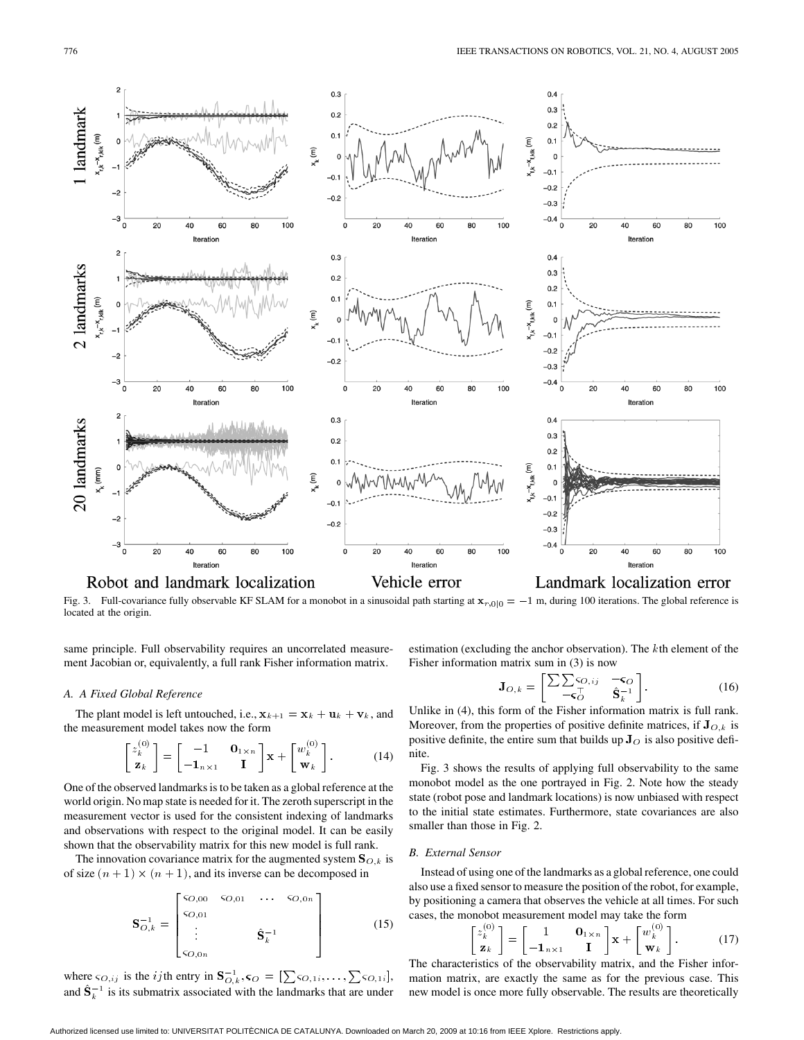Fig. 3. Full-covariance fully observable KF SLAM for a monobot in a sinusoidal path starting at $\mathbf{x}_{r,0|0} = -1$ m, during 100 iterations. The global reference is located at the origin.

same principle. Full observability requires an uncorrelated measurement Jacobian or, equivalently, a full rank Fisher information matrix.

### A. A Fixed Global Reference

The plant model is left untouched, i.e., $\mathbf{x}_{k+1} = \mathbf{x}_k + \mathbf{u}_k + \mathbf{v}_k$, and the measurement model takes now the form

$$\begin{bmatrix} z_k^{(0)} \\ \mathbf{z}_k \end{bmatrix} = \begin{bmatrix} -1 & \mathbf{0}_{1\times n} \\ -\mathbf{1}_{n\times 1} & \mathbf{I} \end{bmatrix} \mathbf{x} + \begin{bmatrix} w_k^{(0)} \\ \mathbf{w}_k \end{bmatrix}. \tag{14}$$

One of the observed landmarks is to be taken as a global reference at the world origin. No map state is needed for it. The zeroth superscript in the measurement vector is used for the consistent indexing of landmarks and observations with respect to the original model. It can be easily shown that the observability matrix for this new model is full rank.

The innovation covariance matrix for the augmented system $\mathbf{S}_{O,k}$ is of size $(n+1)\times(n+1)$, and its inverse can be decomposed in

$$\mathbf{S}_{O,k}^{-1} = \begin{bmatrix} \varsigma_{O,00} & \varsigma_{O,01} & \cdots & \varsigma_{O,0n} \\ \varsigma_{O,01} & & & \\ \vdots & & \hat{\mathbf{S}}_k^{-1} & \\ \varsigma_{O,0n} & & & \end{bmatrix} \tag{15}$$

where $\varsigma_{O,ij}$ is the $ij$th entry in $\mathbf{S}_{O,k}^{-1}$, $\boldsymbol{\varsigma}_O = [\sum \varsigma_{O,1i}, \ldots, \sum \varsigma_{O,1i}]$, and $\hat{\mathbf{S}}_k^{-1}$ is its submatrix associated with the landmarks that are under estimation (excluding the anchor observation). The $k$th element of the Fisher information matrix sum in (3) is now

$$\mathbf{J}_{O,k} = \begin{bmatrix} \sum\sum \varsigma_{O,ij} & -\boldsymbol{\varsigma}_O \\ -\boldsymbol{\varsigma}_O^\top & \hat{\mathbf{S}}_k^{-1} \end{bmatrix}. \tag{16}$$

Unlike in (4), this form of the Fisher information matrix is full rank. Moreover, from the properties of positive definite matrices, if $\mathbf{J}_{O,k}$ is positive definite, the entire sum that builds up $\mathbf{J}_O$ is also positive definite.

Fig. 3 shows the results of applying full observability to the same monobot model as the one portrayed in Fig. 2. Note how the steady state (robot pose and landmark locations) is now unbiased with respect to the initial state estimates. Furthermore, state covariances are also smaller than those in Fig. 2.

### B. External Sensor

Instead of using one of the landmarks as a global reference, one could also use a fixed sensor to measure the position of the robot, for example, by positioning a camera that observes the vehicle at all times. For such cases, the monobot measurement model may take the form

$$\begin{bmatrix} z_k^{(0)} \\ \mathbf{z}_k \end{bmatrix} = \begin{bmatrix} 1 & \mathbf{0}_{1\times n} \\ -\mathbf{1}_{n\times 1} & \mathbf{I} \end{bmatrix} \mathbf{x} + \begin{bmatrix} w_k^{(0)} \\ \mathbf{w}_k \end{bmatrix}. \tag{17}$$

The characteristics of the observability matrix, and the Fisher information matrix, are exactly the same as for the previous case. This new model is once more fully observable. The results are theoretically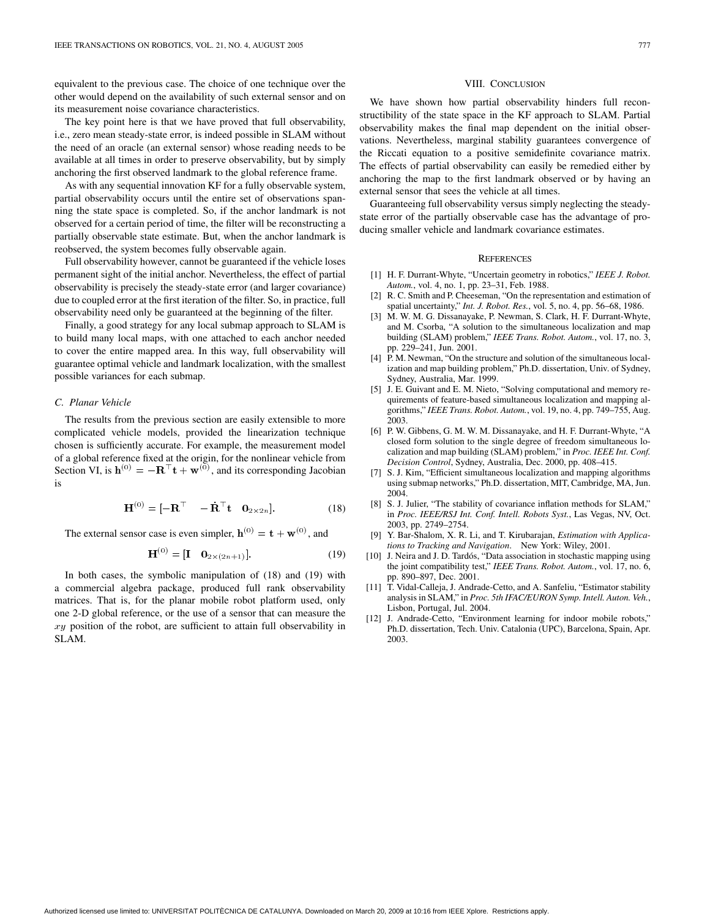equivalent to the previous case. The choice of one technique over the other would depend on the availability of such external sensor and on its measurement noise covariance characteristics.

The key point here is that we have proved that full observability, i.e., zero mean steady-state error, is indeed possible in SLAM without the need of an oracle (an external sensor) whose reading needs to be available at all times in order to preserve observability, but by simply anchoring the first observed landmark to the global reference frame.

As with any sequential innovation KF for a fully observable system, partial observability occurs until the entire set of observations spanning the state space is completed. So, if the anchor landmark is not observed for a certain period of time, the filter will be reconstructing a partially observable state estimate. But, when the anchor landmark is reobserved, the system becomes fully observable again.

Full observability however, cannot be guaranteed if the vehicle loses permanent sight of the initial anchor. Nevertheless, the effect of partial observability is precisely the steady-state error (and larger covariance) due to coupled error at the first iteration of the filter. So, in practice, full observability need only be guaranteed at the beginning of the filter.

Finally, a good strategy for any local submap approach to SLAM is to build many local maps, with one attached to each anchor needed to cover the entire mapped area. In this way, full observability will guarantee optimal vehicle and landmark localization, with the smallest possible variances for each submap.

### C. Planar Vehicle

The results from the previous section are easily extensible to more complicated vehicle models, provided the linearization technique chosen is sufficiently accurate. For example, the measurement model of a global reference fixed at the origin, for the nonlinear vehicle from Section VI, is $\mathbf{h}^{(0)} = -\mathbf{R}^\top \mathbf{t} + \mathbf{w}^{(0)}$, and its corresponding Jacobian is

$$\mathbf{H}^{(0)} = [-\mathbf{R}^\top \quad -\dot{\mathbf{R}}^\top \mathbf{t} \quad \mathbf{0}_{2\times 2n}]. \tag{18}$$

The external sensor case is even simpler, $\mathbf{h}^{(0)} = \mathbf{t} + \mathbf{w}^{(0)}$, and

$$\mathbf{H}^{(0)} = [\mathbf{I} \quad \mathbf{0}_{2\times(2n+1)}]. \tag{19}$$

In both cases, the symbolic manipulation of (18) and (19) with a commercial algebra package, produced full rank observability matrices. That is, for the planar mobile robot platform used, only one 2-D global reference, or the use of a sensor that can measure the $xy$ position of the robot, are sufficient to attain full observability in SLAM.

## VIII. Conclusion

We have shown how partial observability hinders full reconstructibility of the state space in the KF approach to SLAM. Partial observability makes the final map dependent on the initial observations. Nevertheless, marginal stability guarantees convergence of the Riccati equation to a positive semidefinite covariance matrix. The effects of partial observability can easily be remedied either by anchoring the map to the first landmark observed or by having an external sensor that sees the vehicle at all times.

Guaranteeing full observability versus simply neglecting the steady-state error of the partially observable case has the advantage of producing smaller vehicle and landmark covariance estimates.

## References

[1] H. F. Durrant-Whyte, "Uncertain geometry in robotics," *IEEE J. Robot. Autom.*, vol. 4, no. 1, pp. 23–31, Feb. 1988.

[2] R. C. Smith and P. Cheeseman, "On the representation and estimation of spatial uncertainty," *Int. J. Robot. Res.*, vol. 5, no. 4, pp. 56–68, 1986.

[3] M. W. M. G. Dissanayake, P. Newman, S. Clark, H. F. Durrant-Whyte, and M. Csorba, "A solution to the simultaneous localization and map building (SLAM) problem," *IEEE Trans. Robot. Autom.*, vol. 17, no. 3, pp. 229–241, Jun. 2001.

[4] P. M. Newman, "On the structure and solution of the simultaneous localization and map building problem," Ph.D. dissertation, Univ. of Sydney, Sydney, Australia, Mar. 1999.

[5] J. E. Guivant and E. M. Nieto, "Solving computational and memory requirements of feature-based simultaneous localization and mapping algorithms," *IEEE Trans. Robot. Autom.*, vol. 19, no. 4, pp. 749–755, Aug. 2003.

[6] P. W. Gibbens, G. M. W. Dissanayake, and H. F. Durrant-Whyte, "A closed form solution to the single degree of freedom simultaneous localization and map building (SLAM) problem," in *Proc. IEEE Int. Conf. Decision Control*, Sydney, Australia, Dec. 2000, pp. 408–415.

[7] S. J. Kim, "Efficient simultaneous localization and mapping algorithms using submap networks," Ph.D. dissertation, MIT, Cambridge, MA, Jun. 2004.

[8] S. J. Julier, "The stability of covariance inflation methods for SLAM," in *Proc. IEEE/RSJ Int. Conf. Intell. Robots Syst.*, Las Vegas, NV, Oct. 2003, pp. 2749–2754.

[9] Y. Bar-Shalom, X. R. Li, and T. Kirubarajan, *Estimation with Applications to Tracking and Navigation*. New York: Wiley, 2001.

[10] J. Neira and J. D. Tardós, "Data association in stochastic mapping using the joint compatibility test," *IEEE Trans. Robot. Autom.*, vol. 17, no. 6, pp. 890–897, Dec. 2001.

[11] T. Vidal-Calleja, J. Andrade-Cetto, and A. Sanfeliu, "Estimator stability analysis in SLAM," in *Proc. 5th IFAC/EURON Symp. Intell. Auton. Veh.*, Lisbon, Portugal, Jul. 2004.

[12] J. Andrade-Cetto, "Environment learning for indoor mobile robots," Ph.D. dissertation, Tech. Univ. Catalonia (UPC), Barcelona, Spain, Apr. 2003.